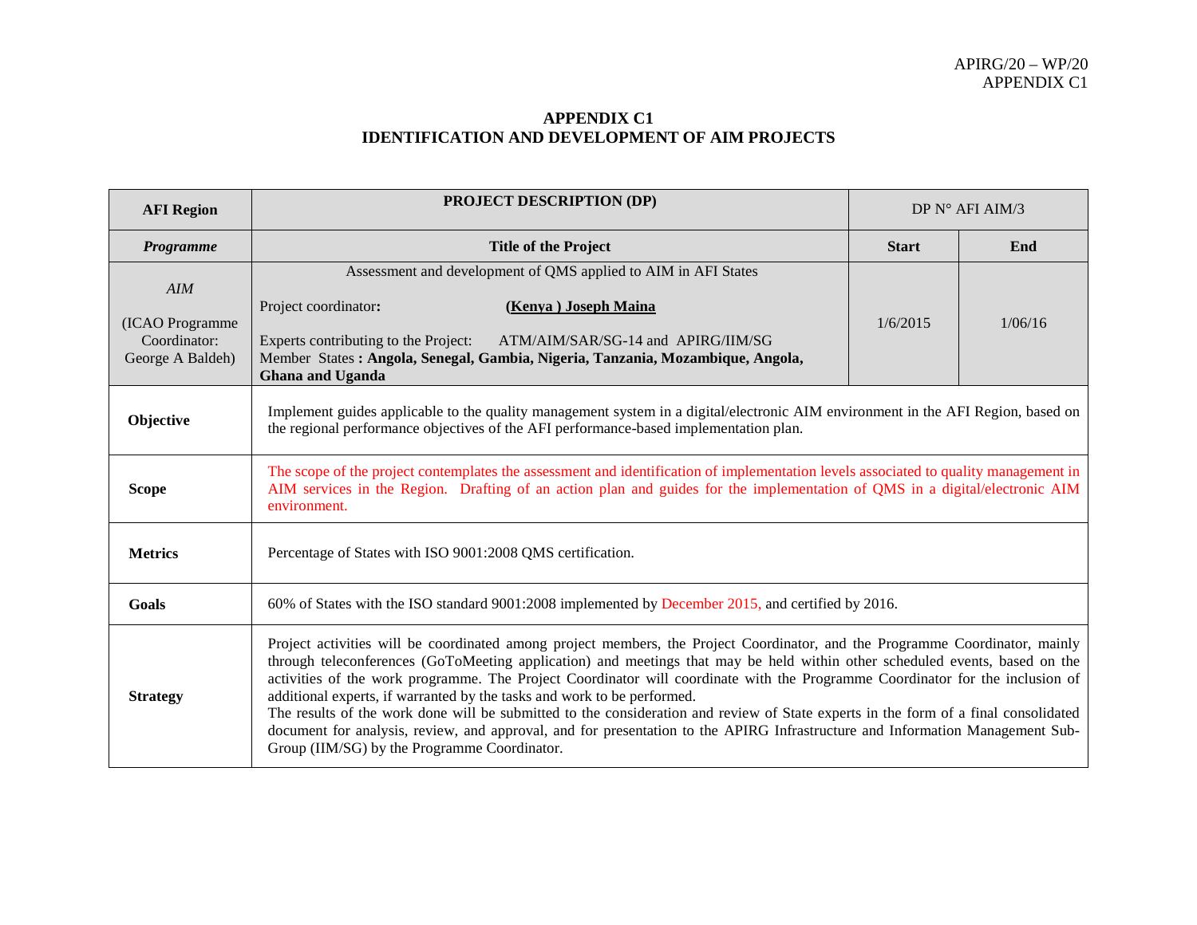# APPENDIX C1
# IDENTIFICATION AND DEVELOPMENT OF AIM PROJECTS

| **AFI Region** | **PROJECT DESCRIPTION (DP)** | DP N° AFI AIM/3 | |
|---|---|---|---|
| ***Programme*** | **Title of the Project** | **Start** | **End** |
| *AIM*<br><br>(ICAO Programme Coordinator: George A Baldeh) | Assessment and development of QMS applied to AIM in AFI States<br><br>Project coordinator**:** **(Kenya ) Joseph Maina**<br><br>Experts contributing to the Project: ATM/AIM/SAR/SG-14 and APIRG/IIM/SG<br>Member States **: Angola, Senegal, Gambia, Nigeria, Tanzania, Mozambique, Angola, Ghana and Uganda** | 1/6/2015 | 1/06/16 |
| **Objective** | Implement guides applicable to the quality management system in a digital/electronic AIM environment in the AFI Region, based on the regional performance objectives of the AFI performance-based implementation plan. | | |
| **Scope** | The scope of the project contemplates the assessment and identification of implementation levels associated to quality management in AIM services in the Region. Drafting of an action plan and guides for the implementation of QMS in a digital/electronic AIM environment. | | |
| **Metrics** | Percentage of States with ISO 9001:2008 QMS certification. | | |
| **Goals** | 60% of States with the ISO standard 9001:2008 implemented by December 2015, and certified by 2016. | | |
| **Strategy** | Project activities will be coordinated among project members, the Project Coordinator, and the Programme Coordinator, mainly through teleconferences (GoToMeeting application) and meetings that may be held within other scheduled events, based on the activities of the work programme. The Project Coordinator will coordinate with the Programme Coordinator for the inclusion of additional experts, if warranted by the tasks and work to be performed.<br>The results of the work done will be submitted to the consideration and review of State experts in the form of a final consolidated document for analysis, review, and approval, and for presentation to the APIRG Infrastructure and Information Management Sub-Group (IIM/SG) by the Programme Coordinator. | | |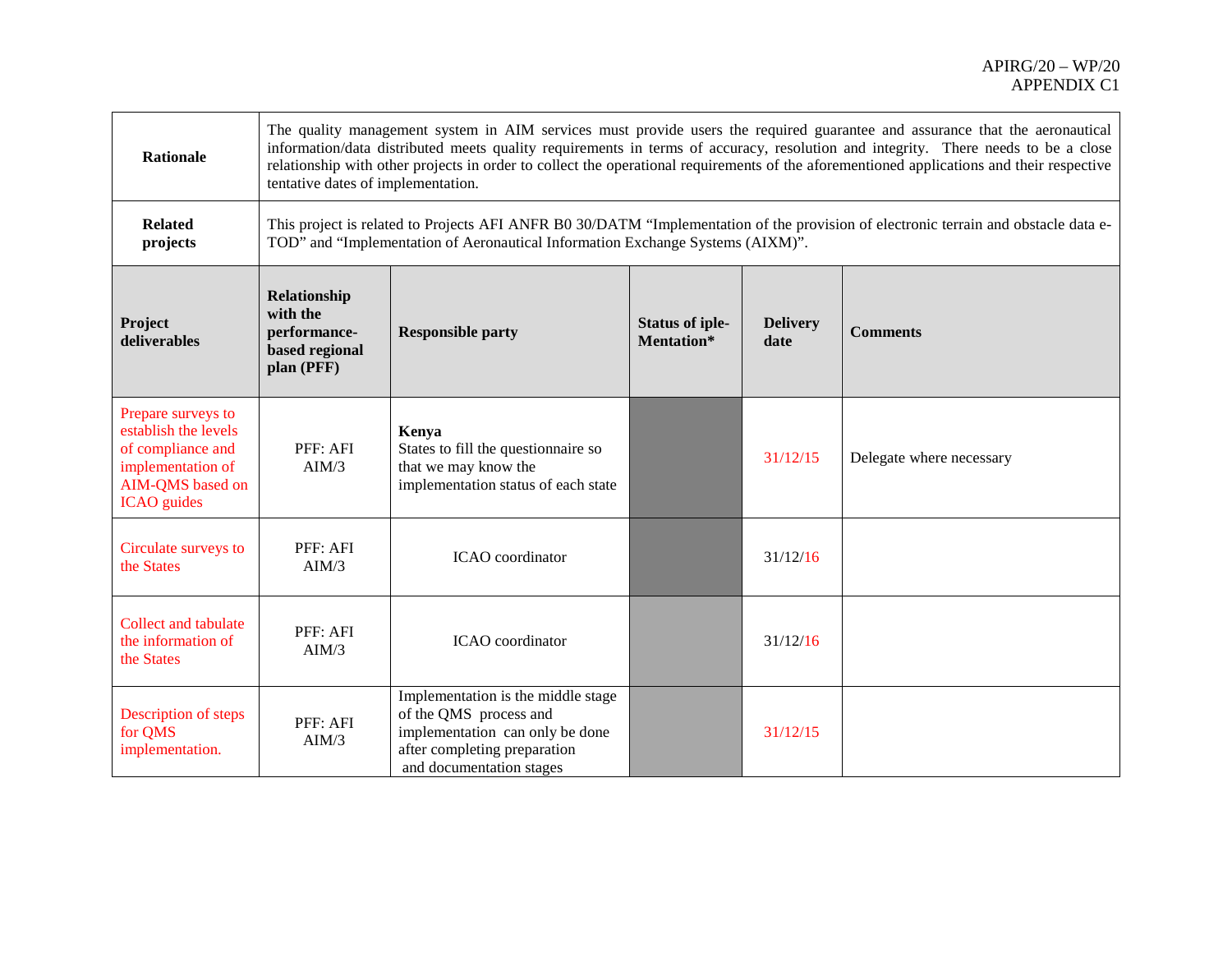| **Rationale** | The quality management system in AIM services must provide users the required guarantee and assurance that the aeronautical information/data distributed meets quality requirements in terms of accuracy, resolution and integrity. There needs to be a close relationship with other projects in order to collect the operational requirements of the aforementioned applications and their respective tentative dates of implementation. | | | | |
|---|---|---|---|---|---|
| **Related projects** | This project is related to Projects AFI ANFR B0 30/DATM "Implementation of the provision of electronic terrain and obstacle data e-TOD" and "Implementation of Aeronautical Information Exchange Systems (AIXM)". | | | | |
| **Project deliverables** | **Relationship with the performance-based regional plan (PFF)** | **Responsible party** | **Status of iple-Mentation*** | **Delivery date** | **Comments** |
| Prepare surveys to establish the levels of compliance and implementation of AIM-QMS based on ICAO guides | PFF: AFI AIM/3 | **Kenya**<br>States to fill the questionnaire so that we may know the implementation status of each state | | 31/12/15 | Delegate where necessary |
| Circulate surveys to the States | PFF: AFI AIM/3 | ICAO coordinator | | 31/12/16 | |
| Collect and tabulate the information of the States | PFF: AFI AIM/3 | ICAO coordinator | | 31/12/16 | |
| Description of steps for QMS implementation. | PFF: AFI AIM/3 | Implementation is the middle stage of the QMS process and implementation can only be done after completing preparation and documentation stages | | 31/12/15 | |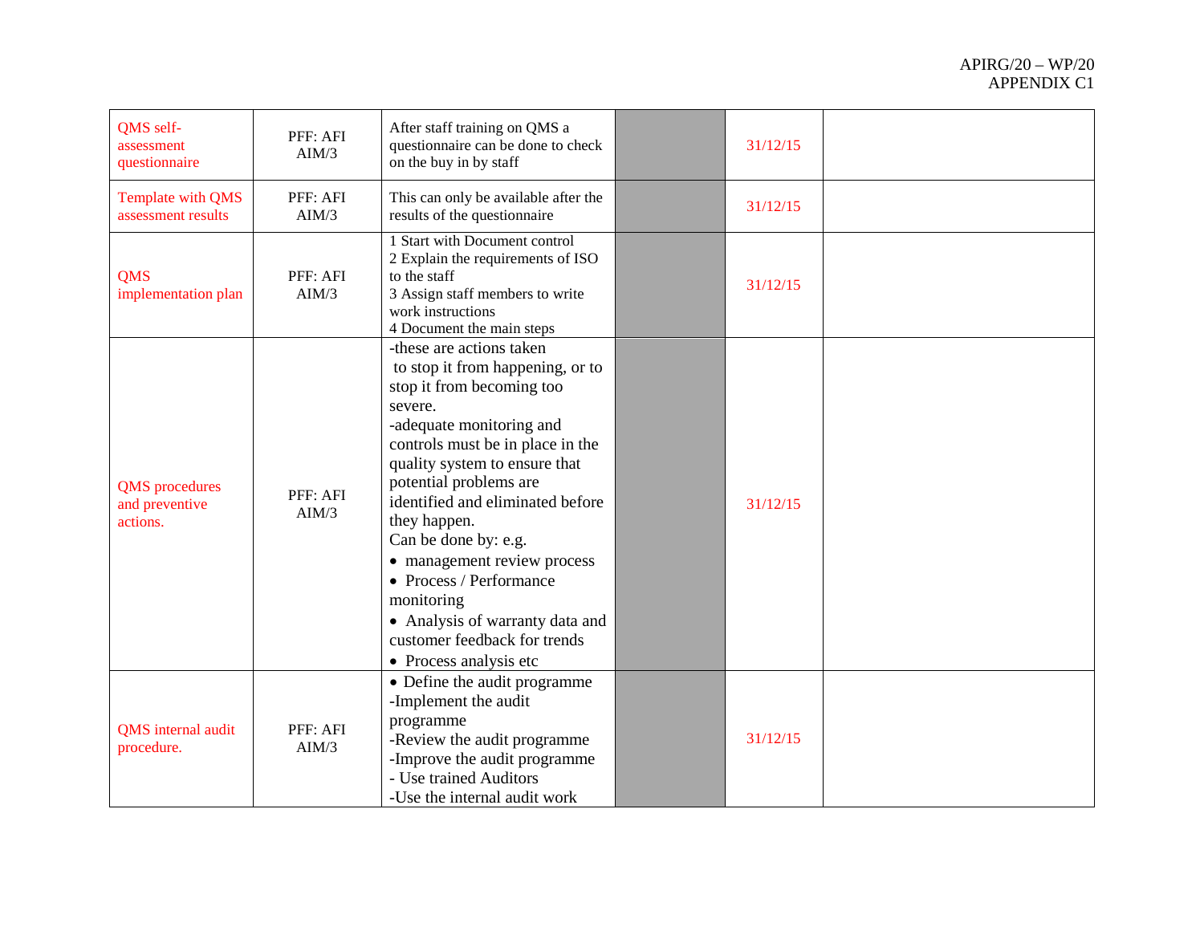| | | | | | |
|---|---|---|---|---|---|
| QMS self-assessment questionnaire | PFF: AFI AIM/3 | After staff training on QMS a questionnaire can be done to check on the buy in by staff | | 31/12/15 | |
| Template with QMS assessment results | PFF: AFI AIM/3 | This can only be available after the results of the questionnaire | | 31/12/15 | |
| QMS implementation plan | PFF: AFI AIM/3 | 1 Start with Document control<br>2 Explain the requirements of ISO to the staff<br>3 Assign staff members to write work instructions<br>4 Document the main steps | | 31/12/15 | |
| QMS procedures and preventive actions. | PFF: AFI AIM/3 | -these are actions taken to stop it from happening, or to stop it from becoming too severe.<br>-adequate monitoring and controls must be in place in the quality system to ensure that potential problems are identified and eliminated before they happen.<br>Can be done by: e.g.<br>• management review process<br>• Process / Performance monitoring<br>• Analysis of warranty data and customer feedback for trends<br>• Process analysis etc | | 31/12/15 | |
| QMS internal audit procedure. | PFF: AFI AIM/3 | • Define the audit programme<br>-Implement the audit programme<br>-Review the audit programme<br>-Improve the audit programme<br>- Use trained Auditors<br>-Use the internal audit work | | 31/12/15 | |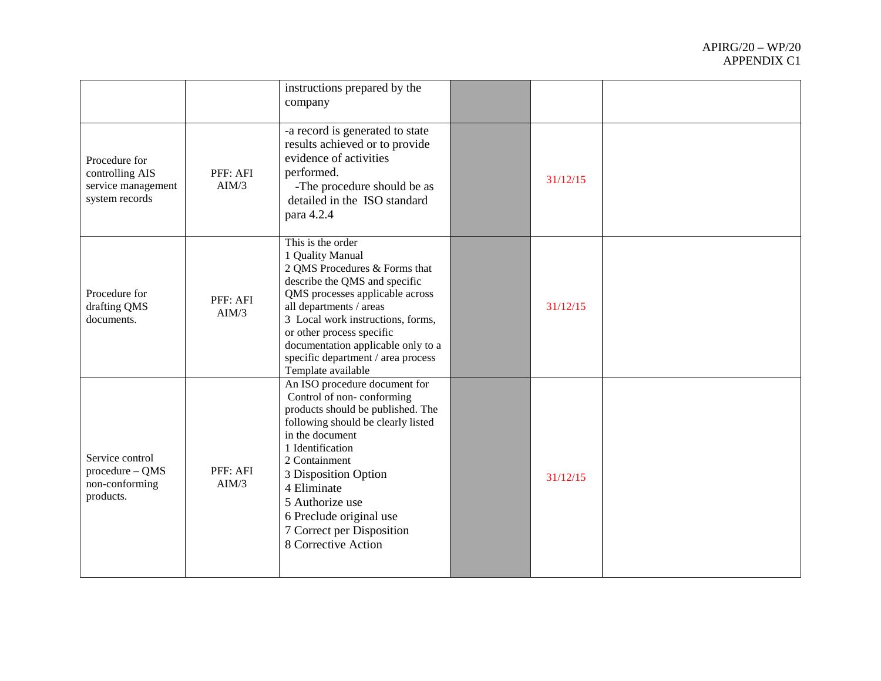| | | | | | |
|---|---|---|---|---|---|
| | | instructions prepared by the company | | | |
| Procedure for controlling AIS service management system records | PFF: AFI AIM/3 | -a record is generated to state results achieved or to provide evidence of activities performed.<br>-The procedure should be as detailed in the ISO standard para 4.2.4 | | 31/12/15 | |
| Procedure for drafting QMS documents. | PFF: AFI AIM/3 | This is the order<br>1 Quality Manual<br>2 QMS Procedures & Forms that describe the QMS and specific QMS processes applicable across all departments / areas<br>3 Local work instructions, forms, or other process specific documentation applicable only to a specific department / area process<br>Template available | | 31/12/15 | |
| Service control procedure – QMS non-conforming products. | PFF: AFI AIM/3 | An ISO procedure document for Control of non- conforming products should be published. The following should be clearly listed in the document<br>1 Identification<br>2 Containment<br>3 Disposition Option<br>4 Eliminate<br>5 Authorize use<br>6 Preclude original use<br>7 Correct per Disposition<br>8 Corrective Action | | 31/12/15 | |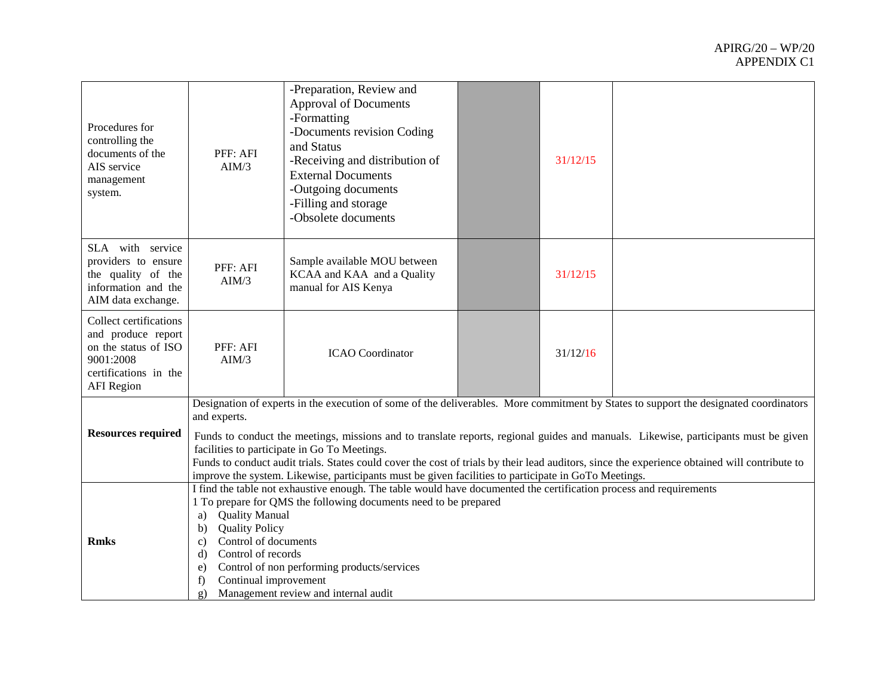| | | | | | |
|---|---|---|---|---|---|
| Procedures for controlling the documents of the AIS service management system. | PFF: AFI AIM/3 | -Preparation, Review and Approval of Documents<br>-Formatting<br>-Documents revision Coding and Status<br>-Receiving and distribution of External Documents<br>-Outgoing documents<br>-Filling and storage<br>-Obsolete documents | | 31/12/15 | |
| SLA with service providers to ensure the quality of the information and the AIM data exchange. | PFF: AFI AIM/3 | Sample available MOU between KCAA and KAA and a Quality manual for AIS Kenya | | 31/12/15 | |
| Collect certifications and produce report on the status of ISO 9001:2008 certifications in the AFI Region | PFF: AFI AIM/3 | ICAO Coordinator | | 31/12/16 | |
| **Resources required** | Designation of experts in the execution of some of the deliverables. More commitment by States to support the designated coordinators and experts.<br>Funds to conduct the meetings, missions and to translate reports, regional guides and manuals. Likewise, participants must be given facilities to participate in Go To Meetings.<br>Funds to conduct audit trials. States could cover the cost of trials by their lead auditors, since the experience obtained will contribute to improve the system. Likewise, participants must be given facilities to participate in GoTo Meetings. | | | | |
| **Rmks** | I find the table not exhaustive enough. The table would have documented the certification process and requirements<br>1 To prepare for QMS the following documents need to be prepared<br>a) Quality Manual<br>b) Quality Policy<br>c) Control of documents<br>d) Control of records<br>e) Control of non performing products/services<br>f) Continual improvement<br>g) Management review and internal audit | | | | |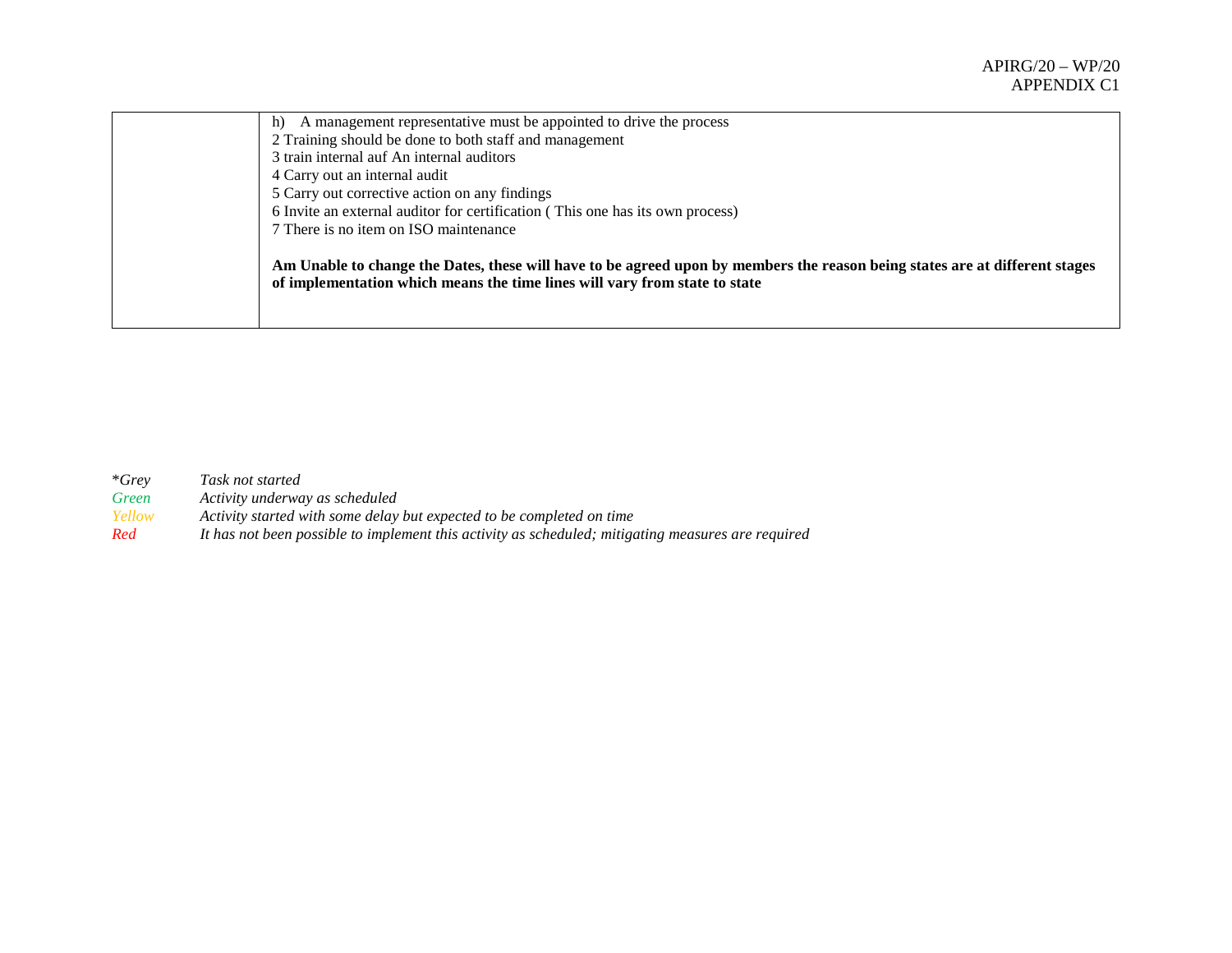| | |
|---|---|
| | h) A management representative must be appointed to drive the process<br>2 Training should be done to both staff and management<br>3 train internal auf An internal auditors<br>4 Carry out an internal audit<br>5 Carry out corrective action on any findings<br>6 Invite an external auditor for certification ( This one has its own process)<br>7 There is no item on ISO maintenance<br><br>**Am Unable to change the Dates, these will have to be agreed upon by members the reason being states are at different stages of implementation which means the time lines will vary from state to state** |

*\*Grey* *Task not started*
*Green* *Activity underway as scheduled*
*Yellow* *Activity started with some delay but expected to be completed on time*
*Red* *It has not been possible to implement this activity as scheduled; mitigating measures are required*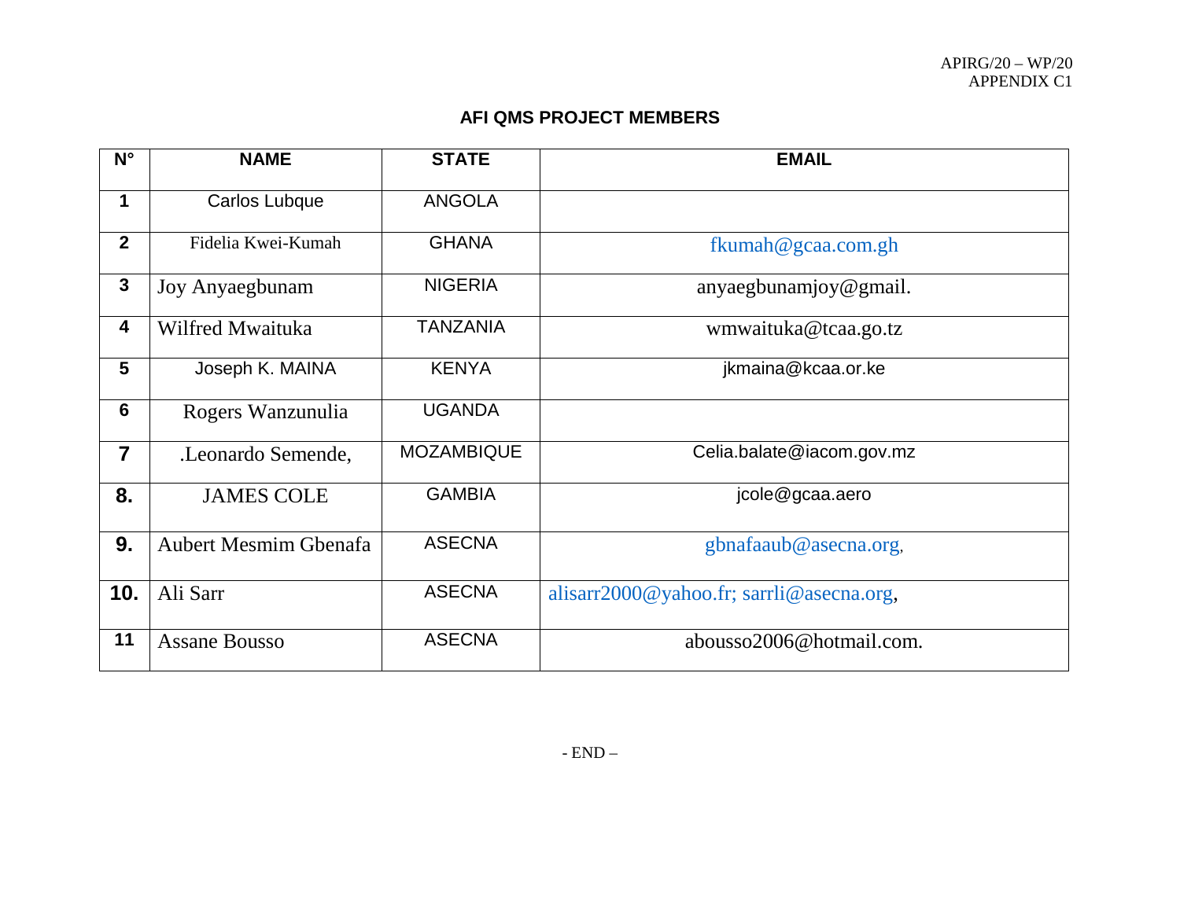## AFI QMS PROJECT MEMBERS

| N° | NAME | STATE | EMAIL |
|---|---|---|---|
| 1 | Carlos Lubque | ANGOLA | |
| 2 | Fidelia Kwei-Kumah | GHANA | fkumah@gcaa.com.gh |
| 3 | Joy Anyaegbunam | NIGERIA | anyaegbunamjoy@gmail. |
| 4 | Wilfred Mwaituka | TANZANIA | wmwaituka@tcaa.go.tz |
| 5 | Joseph K. MAINA | KENYA | jkmaina@kcaa.or.ke |
| 6 | Rogers Wanzunulia | UGANDA | |
| 7 | .Leonardo Semende, | MOZAMBIQUE | Celia.balate@iacom.gov.mz |
| 8. | JAMES COLE | GAMBIA | jcole@gcaa.aero |
| 9. | Aubert Mesmim Gbenafa | ASECNA | gbnafaaub@asecna.org, |
| 10. | Ali Sarr | ASECNA | alisarr2000@yahoo.fr; sarrli@asecna.org, |
| 11 | Assane Bousso | ASECNA | abousso2006@hotmail.com. |

- END –